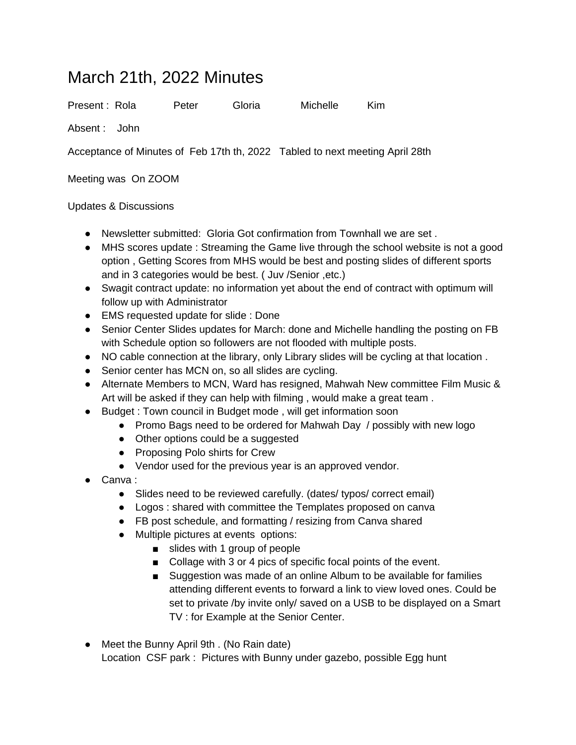# March 21th, 2022 Minutes

Present : Rola Peter Gloria Michelle Kim

Absent : John

Acceptance of Minutes of Feb 17th th, 2022 Tabled to next meeting April 28th

Meeting was On ZOOM

Updates & Discussions

- Newsletter submitted: Gloria Got confirmation from Townhall we are set .
- MHS scores update : Streaming the Game live through the school website is not a good option , Getting Scores from MHS would be best and posting slides of different sports and in 3 categories would be best. ( Juv /Senior ,etc.)
- Swagit contract update: no information yet about the end of contract with optimum will follow up with Administrator
- EMS requested update for slide : Done
- Senior Center Slides updates for March: done and Michelle handling the posting on FB with Schedule option so followers are not flooded with multiple posts.
- NO cable connection at the library, only Library slides will be cycling at that location .
- Senior center has MCN on, so all slides are cycling.
- Alternate Members to MCN, Ward has resigned, Mahwah New committee Film Music & Art will be asked if they can help with filming , would make a great team .
- Budget : Town council in Budget mode , will get information soon
    - Promo Bags need to be ordered for Mahwah Day / possibly with new logo
    - Other options could be a suggested
    - Proposing Polo shirts for Crew
    - Vendor used for the previous year is an approved vendor.
- Canva :
    - Slides need to be reviewed carefully. (dates/ typos/ correct email)
    - Logos : shared with committee the Templates proposed on canva
    - FB post schedule, and formatting / resizing from Canva shared
    - Multiple pictures at events options:
        - slides with 1 group of people
        - Collage with 3 or 4 pics of specific focal points of the event.
        - Suggestion was made of an online Album to be available for families attending different events to forward a link to view loved ones. Could be set to private /by invite only/ saved on a USB to be displayed on a Smart TV : for Example at the Senior Center.

- Meet the Bunny April 9th . (No Rain date)
  Location CSF park : Pictures with Bunny under gazebo, possible Egg hunt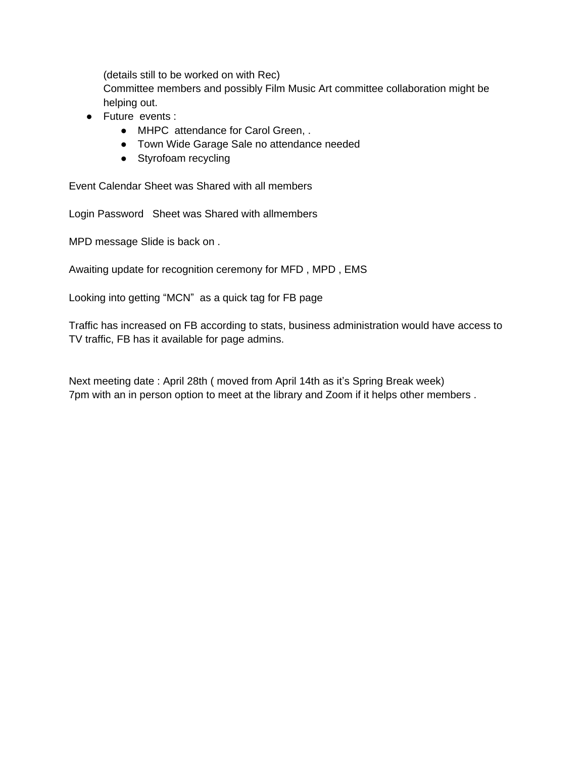(details still to be worked on with Rec)
Committee members and possibly Film Music Art committee collaboration might be helping out.

- Future events :
    - MHPC attendance for Carol Green, .
    - Town Wide Garage Sale no attendance needed
    - Styrofoam recycling

Event Calendar Sheet was Shared with all members

Login Password Sheet was Shared with allmembers

MPD message Slide is back on .

Awaiting update for recognition ceremony for MFD , MPD , EMS

Looking into getting “MCN” as a quick tag for FB page

Traffic has increased on FB according to stats, business administration would have access to TV traffic, FB has it available for page admins.

Next meeting date : April 28th ( moved from April 14th as it’s Spring Break week)
7pm with an in person option to meet at the library and Zoom if it helps other members .